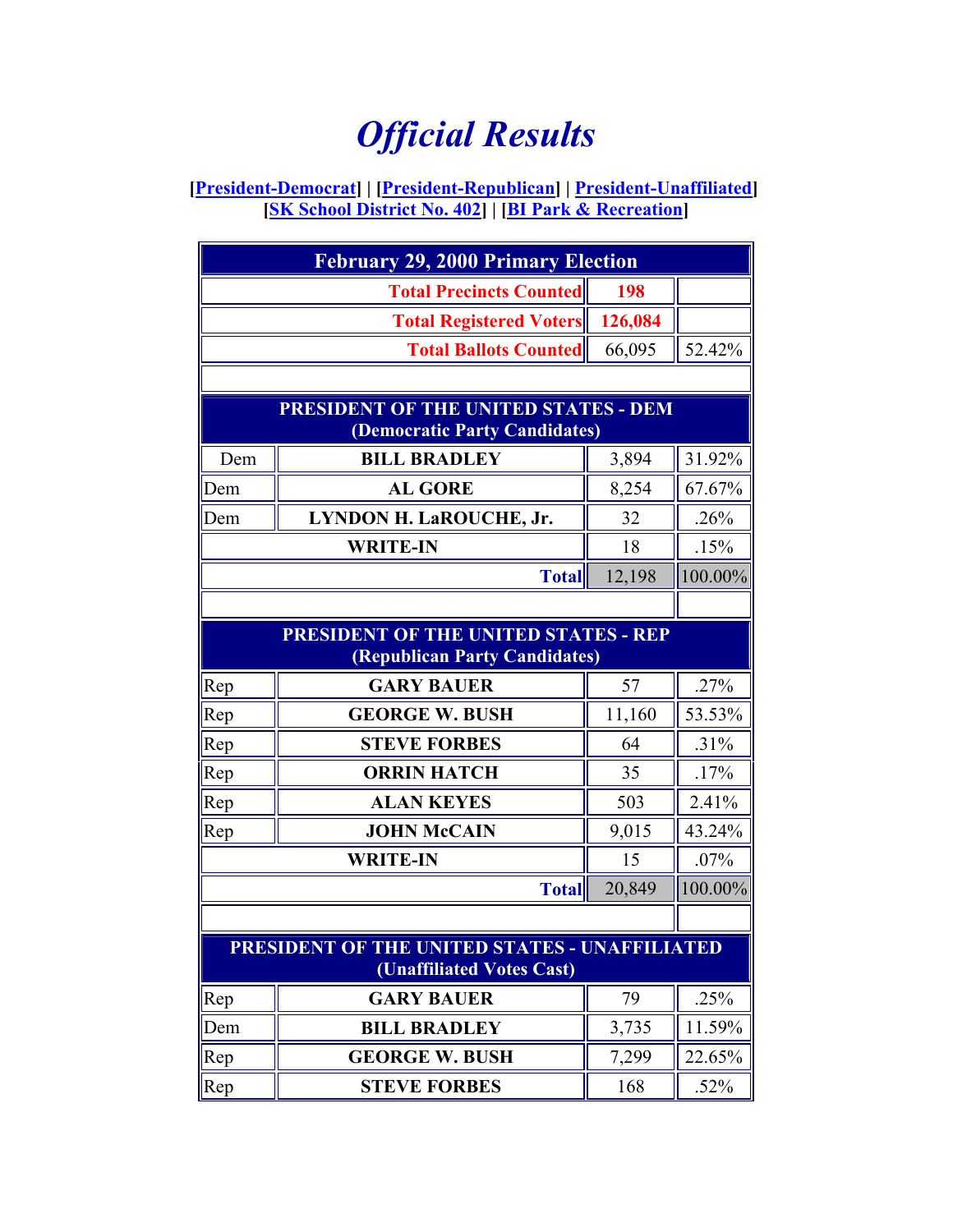# *Official Results*

**[President-Democrat] | [President-Republican] | President-Unaffiliated]**
**[SK School District No. 402] | [BI Park & Recreation]**

| February 29, 2000 Primary Election | | | |
|---|---|---|---|
| | **Total Precincts Counted** | **198** | |
| | **Total Registered Voters** | **126,084** | |
| | **Total Ballots Counted** | 66,095 | 52.42% |
| | | | |
| **PRESIDENT OF THE UNITED STATES - DEM (Democratic Party Candidates)** | | | |
| Dem | **BILL BRADLEY** | 3,894 | 31.92% |
| Dem | **AL GORE** | 8,254 | 67.67% |
| Dem | **LYNDON H. LaROUCHE, Jr.** | 32 | .26% |
| | **WRITE-IN** | 18 | .15% |
| | **Total** | 12,198 | 100.00% |
| | | | |
| **PRESIDENT OF THE UNITED STATES - REP (Republican Party Candidates)** | | | |
| Rep | **GARY BAUER** | 57 | .27% |
| Rep | **GEORGE W. BUSH** | 11,160 | 53.53% |
| Rep | **STEVE FORBES** | 64 | .31% |
| Rep | **ORRIN HATCH** | 35 | .17% |
| Rep | **ALAN KEYES** | 503 | 2.41% |
| Rep | **JOHN McCAIN** | 9,015 | 43.24% |
| | **WRITE-IN** | 15 | .07% |
| | **Total** | 20,849 | 100.00% |
| | | | |
| **PRESIDENT OF THE UNITED STATES - UNAFFILIATED (Unaffiliated Votes Cast)** | | | |
| Rep | **GARY BAUER** | 79 | .25% |
| Dem | **BILL BRADLEY** | 3,735 | 11.59% |
| Rep | **GEORGE W. BUSH** | 7,299 | 22.65% |
| Rep | **STEVE FORBES** | 168 | .52% |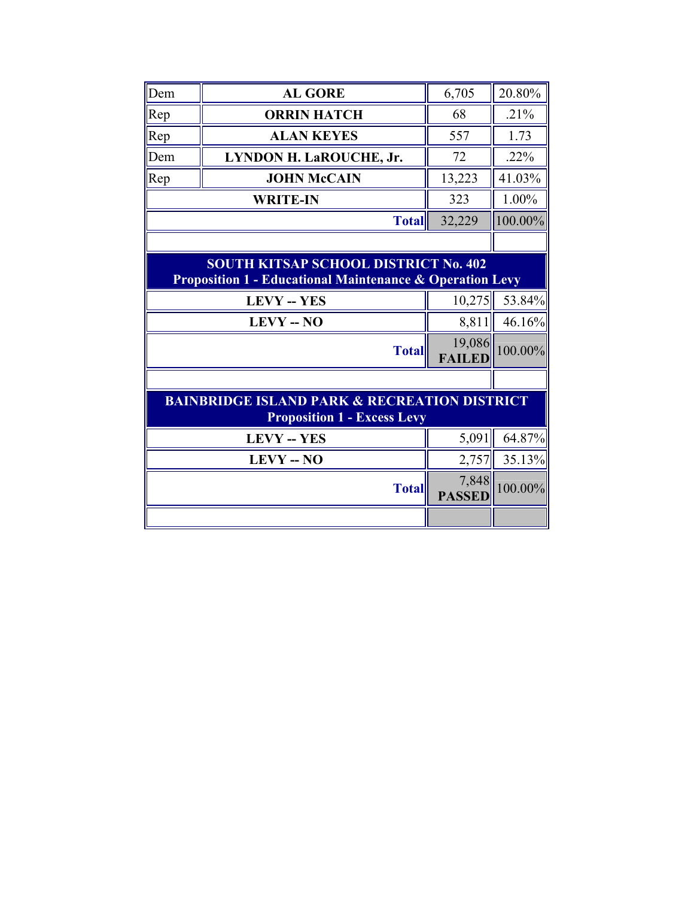| | | | |
|---|---|---|---|
| Dem | **AL GORE** | 6,705 | 20.80% |
| Rep | **ORRIN HATCH** | 68 | .21% |
| Rep | **ALAN KEYES** | 557 | 1.73 |
| Dem | **LYNDON H. LaROUCHE, Jr.** | 72 | .22% |
| Rep | **JOHN McCAIN** | 13,223 | 41.03% |
| **WRITE-IN** | | 323 | 1.00% |
| | **Total** | 32,229 | 100.00% |

**SOUTH KITSAP SCHOOL DISTRICT No. 402**
**Proposition 1 - Educational Maintenance & Operation Levy**

| | | |
|---|---|---|
| **LEVY -- YES** | 10,275 | 53.84% |
| **LEVY -- NO** | 8,811 | 46.16% |
| **Total** | 19,086 **FAILED** | 100.00% |

**BAINBRIDGE ISLAND PARK & RECREATION DISTRICT**
**Proposition 1 - Excess Levy**

| | | |
|---|---|---|
| **LEVY -- YES** | 5,091 | 64.87% |
| **LEVY -- NO** | 2,757 | 35.13% |
| **Total** | 7,848 **PASSED** | 100.00% |